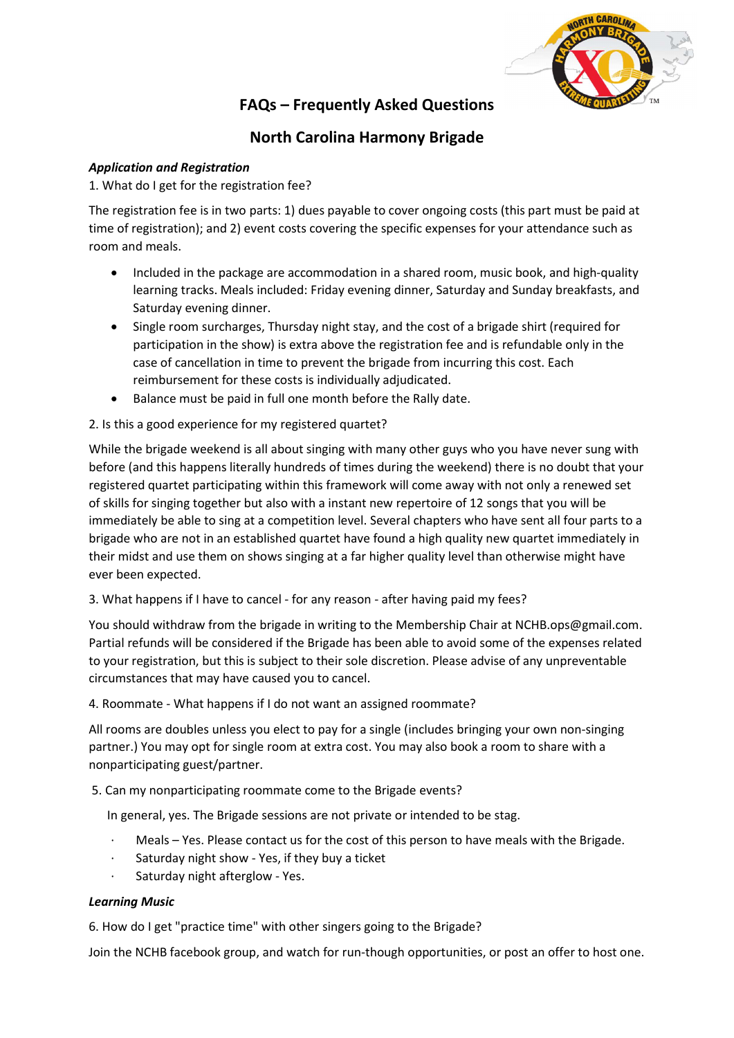# FAQs – Frequently Asked Questions

## North Carolina Harmony Brigade

***Application and Registration***

1. What do I get for the registration fee?

The registration fee is in two parts: 1) dues payable to cover ongoing costs (this part must be paid at time of registration); and 2) event costs covering the specific expenses for your attendance such as room and meals.

- Included in the package are accommodation in a shared room, music book, and high-quality learning tracks. Meals included: Friday evening dinner, Saturday and Sunday breakfasts, and Saturday evening dinner.
- Single room surcharges, Thursday night stay, and the cost of a brigade shirt (required for participation in the show) is extra above the registration fee and is refundable only in the case of cancellation in time to prevent the brigade from incurring this cost. Each reimbursement for these costs is individually adjudicated.
- Balance must be paid in full one month before the Rally date.

2. Is this a good experience for my registered quartet?

While the brigade weekend is all about singing with many other guys who you have never sung with before (and this happens literally hundreds of times during the weekend) there is no doubt that your registered quartet participating within this framework will come away with not only a renewed set of skills for singing together but also with a instant new repertoire of 12 songs that you will be immediately be able to sing at a competition level. Several chapters who have sent all four parts to a brigade who are not in an established quartet have found a high quality new quartet immediately in their midst and use them on shows singing at a far higher quality level than otherwise might have ever been expected.

3. What happens if I have to cancel - for any reason - after having paid my fees?

You should withdraw from the brigade in writing to the Membership Chair at NCHB.ops@gmail.com. Partial refunds will be considered if the Brigade has been able to avoid some of the expenses related to your registration, but this is subject to their sole discretion. Please advise of any unpreventable circumstances that may have caused you to cancel.

4. Roommate - What happens if I do not want an assigned roommate?

All rooms are doubles unless you elect to pay for a single (includes bringing your own non-singing partner.) You may opt for single room at extra cost. You may also book a room to share with a nonparticipating guest/partner.

5. Can my nonparticipating roommate come to the Brigade events?

In general, yes. The Brigade sessions are not private or intended to be stag.

- Meals – Yes. Please contact us for the cost of this person to have meals with the Brigade.
- Saturday night show - Yes, if they buy a ticket
- Saturday night afterglow - Yes.

***Learning Music***

6. How do I get "practice time" with other singers going to the Brigade?

Join the NCHB facebook group, and watch for run-though opportunities, or post an offer to host one.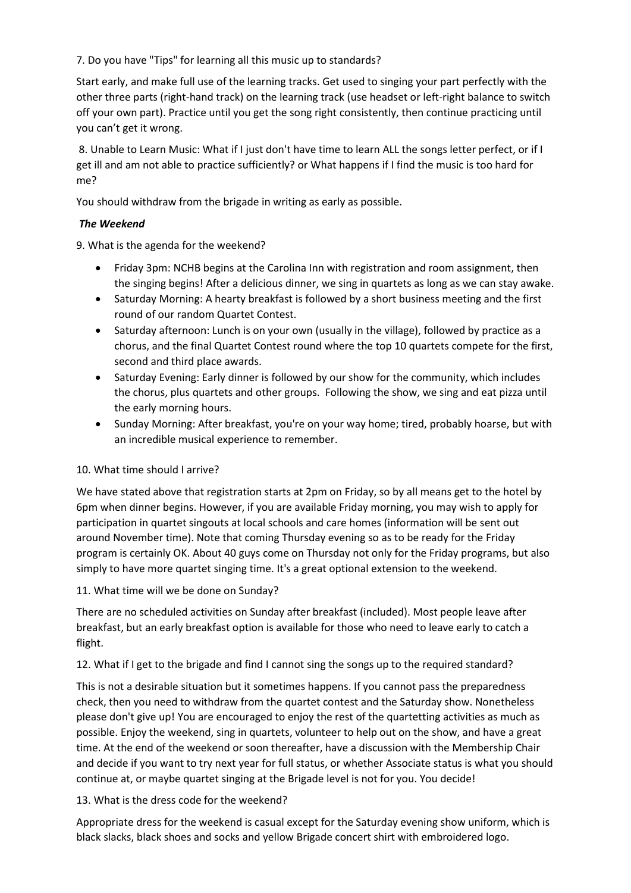7. Do you have "Tips" for learning all this music up to standards?

Start early, and make full use of the learning tracks. Get used to singing your part perfectly with the other three parts (right-hand track) on the learning track (use headset or left-right balance to switch off your own part). Practice until you get the song right consistently, then continue practicing until you can't get it wrong.

8. Unable to Learn Music: What if I just don't have time to learn ALL the songs letter perfect, or if I get ill and am not able to practice sufficiently? or What happens if I find the music is too hard for me?

You should withdraw from the brigade in writing as early as possible.

***The Weekend***

9. What is the agenda for the weekend?

- Friday 3pm: NCHB begins at the Carolina Inn with registration and room assignment, then the singing begins! After a delicious dinner, we sing in quartets as long as we can stay awake.
- Saturday Morning: A hearty breakfast is followed by a short business meeting and the first round of our random Quartet Contest.
- Saturday afternoon: Lunch is on your own (usually in the village), followed by practice as a chorus, and the final Quartet Contest round where the top 10 quartets compete for the first, second and third place awards.
- Saturday Evening: Early dinner is followed by our show for the community, which includes the chorus, plus quartets and other groups. Following the show, we sing and eat pizza until the early morning hours.
- Sunday Morning: After breakfast, you're on your way home; tired, probably hoarse, but with an incredible musical experience to remember.

10. What time should I arrive?

We have stated above that registration starts at 2pm on Friday, so by all means get to the hotel by 6pm when dinner begins. However, if you are available Friday morning, you may wish to apply for participation in quartet singouts at local schools and care homes (information will be sent out around November time). Note that coming Thursday evening so as to be ready for the Friday program is certainly OK. About 40 guys come on Thursday not only for the Friday programs, but also simply to have more quartet singing time. It's a great optional extension to the weekend.

11. What time will we be done on Sunday?

There are no scheduled activities on Sunday after breakfast (included). Most people leave after breakfast, but an early breakfast option is available for those who need to leave early to catch a flight.

12. What if I get to the brigade and find I cannot sing the songs up to the required standard?

This is not a desirable situation but it sometimes happens. If you cannot pass the preparedness check, then you need to withdraw from the quartet contest and the Saturday show. Nonetheless please don't give up! You are encouraged to enjoy the rest of the quartetting activities as much as possible. Enjoy the weekend, sing in quartets, volunteer to help out on the show, and have a great time. At the end of the weekend or soon thereafter, have a discussion with the Membership Chair and decide if you want to try next year for full status, or whether Associate status is what you should continue at, or maybe quartet singing at the Brigade level is not for you. You decide!

13. What is the dress code for the weekend?

Appropriate dress for the weekend is casual except for the Saturday evening show uniform, which is black slacks, black shoes and socks and yellow Brigade concert shirt with embroidered logo.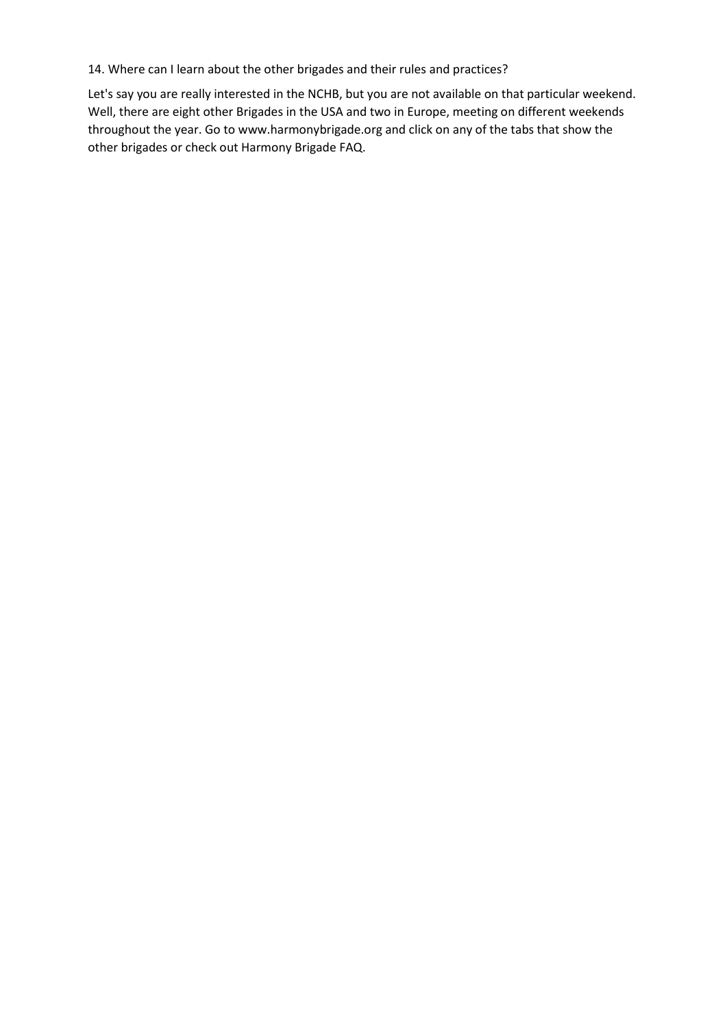14. Where can I learn about the other brigades and their rules and practices?

Let's say you are really interested in the NCHB, but you are not available on that particular weekend. Well, there are eight other Brigades in the USA and two in Europe, meeting on different weekends throughout the year. Go to www.harmonybrigade.org and click on any of the tabs that show the other brigades or check out Harmony Brigade FAQ.